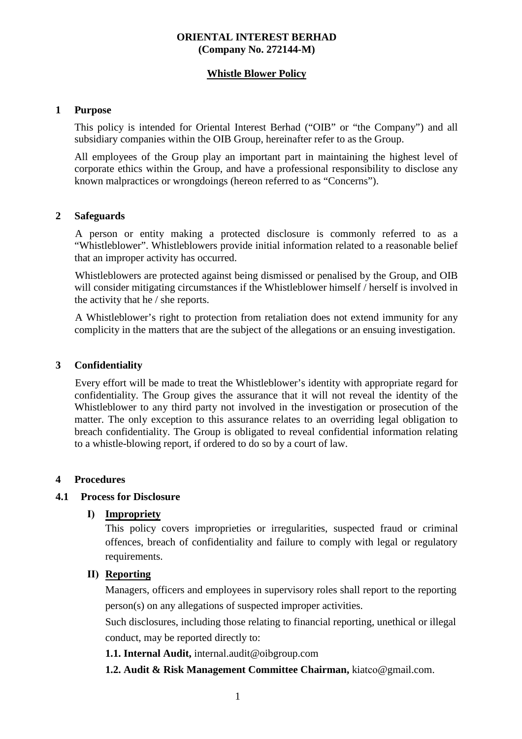**ORIENTAL INTEREST BERHAD**
**(Company No. 272144-M)**

**Whistle Blower Policy**

## 1 Purpose

This policy is intended for Oriental Interest Berhad ("OIB" or "the Company") and all subsidiary companies within the OIB Group, hereinafter refer to as the Group.

All employees of the Group play an important part in maintaining the highest level of corporate ethics within the Group, and have a professional responsibility to disclose any known malpractices or wrongdoings (hereon referred to as "Concerns").

## 2 Safeguards

A person or entity making a protected disclosure is commonly referred to as a "Whistleblower". Whistleblowers provide initial information related to a reasonable belief that an improper activity has occurred.

Whistleblowers are protected against being dismissed or penalised by the Group, and OIB will consider mitigating circumstances if the Whistleblower himself / herself is involved in the activity that he / she reports.

A Whistleblower's right to protection from retaliation does not extend immunity for any complicity in the matters that are the subject of the allegations or an ensuing investigation.

## 3 Confidentiality

Every effort will be made to treat the Whistleblower's identity with appropriate regard for confidentiality. The Group gives the assurance that it will not reveal the identity of the Whistleblower to any third party not involved in the investigation or prosecution of the matter. The only exception to this assurance relates to an overriding legal obligation to breach confidentiality. The Group is obligated to reveal confidential information relating to a whistle-blowing report, if ordered to do so by a court of law.

## 4 Procedures

### 4.1 Process for Disclosure

**I) Impropriety**

This policy covers improprieties or irregularities, suspected fraud or criminal offences, breach of confidentiality and failure to comply with legal or regulatory requirements.

**II) Reporting**

Managers, officers and employees in supervisory roles shall report to the reporting person(s) on any allegations of suspected improper activities.

Such disclosures, including those relating to financial reporting, unethical or illegal conduct, may be reported directly to:

**1.1. Internal Audit,** internal.audit@oibgroup.com

**1.2. Audit & Risk Management Committee Chairman,** kiatco@gmail.com.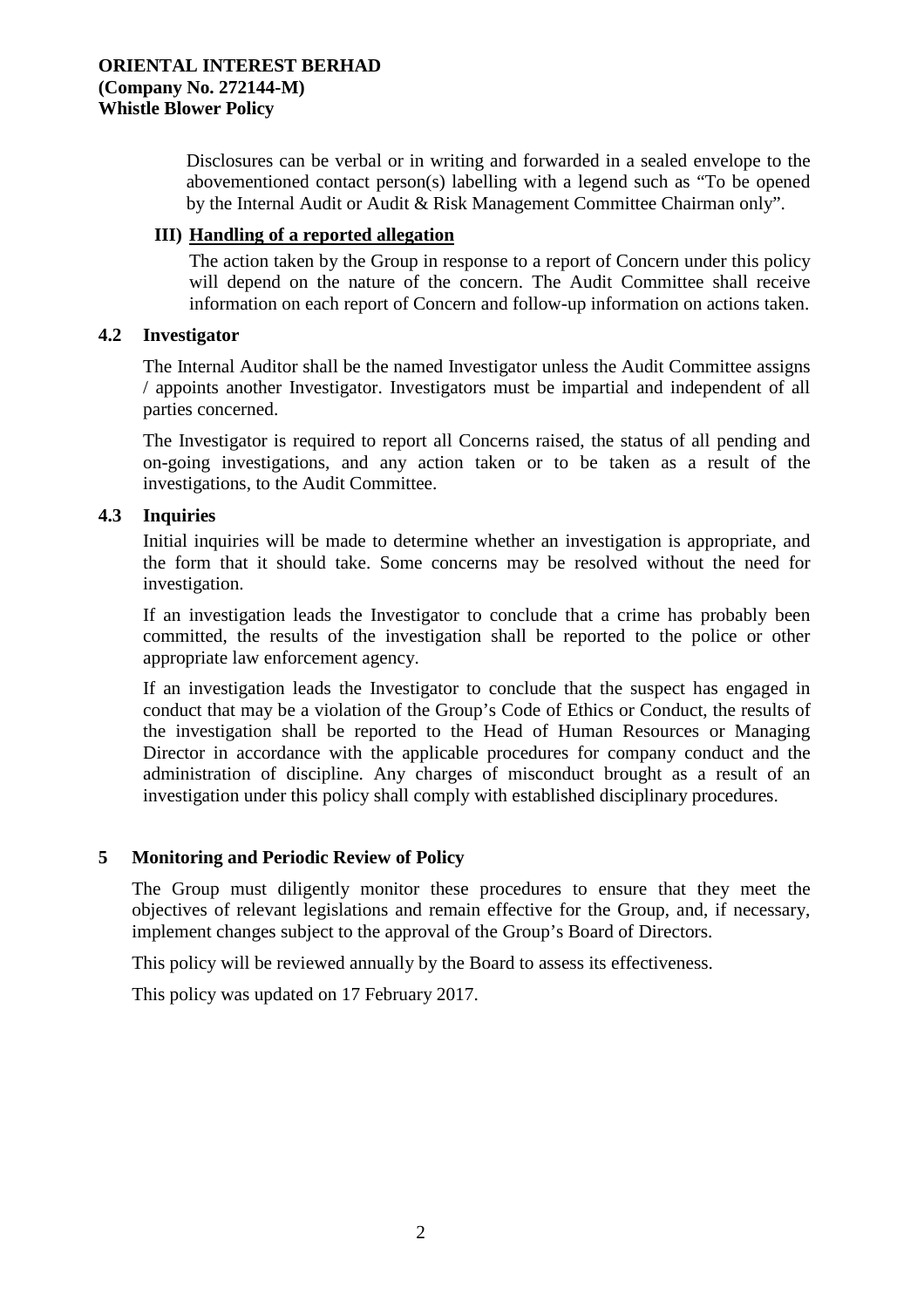Disclosures can be verbal or in writing and forwarded in a sealed envelope to the abovementioned contact person(s) labelling with a legend such as "To be opened by the Internal Audit or Audit & Risk Management Committee Chairman only".

**III) Handling of a reported allegation**

The action taken by the Group in response to a report of Concern under this policy will depend on the nature of the concern. The Audit Committee shall receive information on each report of Concern and follow-up information on actions taken.

### 4.2 Investigator

The Internal Auditor shall be the named Investigator unless the Audit Committee assigns / appoints another Investigator. Investigators must be impartial and independent of all parties concerned.

The Investigator is required to report all Concerns raised, the status of all pending and on-going investigations, and any action taken or to be taken as a result of the investigations, to the Audit Committee.

### 4.3 Inquiries

Initial inquiries will be made to determine whether an investigation is appropriate, and the form that it should take. Some concerns may be resolved without the need for investigation.

If an investigation leads the Investigator to conclude that a crime has probably been committed, the results of the investigation shall be reported to the police or other appropriate law enforcement agency.

If an investigation leads the Investigator to conclude that the suspect has engaged in conduct that may be a violation of the Group's Code of Ethics or Conduct, the results of the investigation shall be reported to the Head of Human Resources or Managing Director in accordance with the applicable procedures for company conduct and the administration of discipline. Any charges of misconduct brought as a result of an investigation under this policy shall comply with established disciplinary procedures.

## 5 Monitoring and Periodic Review of Policy

The Group must diligently monitor these procedures to ensure that they meet the objectives of relevant legislations and remain effective for the Group, and, if necessary, implement changes subject to the approval of the Group's Board of Directors.

This policy will be reviewed annually by the Board to assess its effectiveness.

This policy was updated on 17 February 2017.